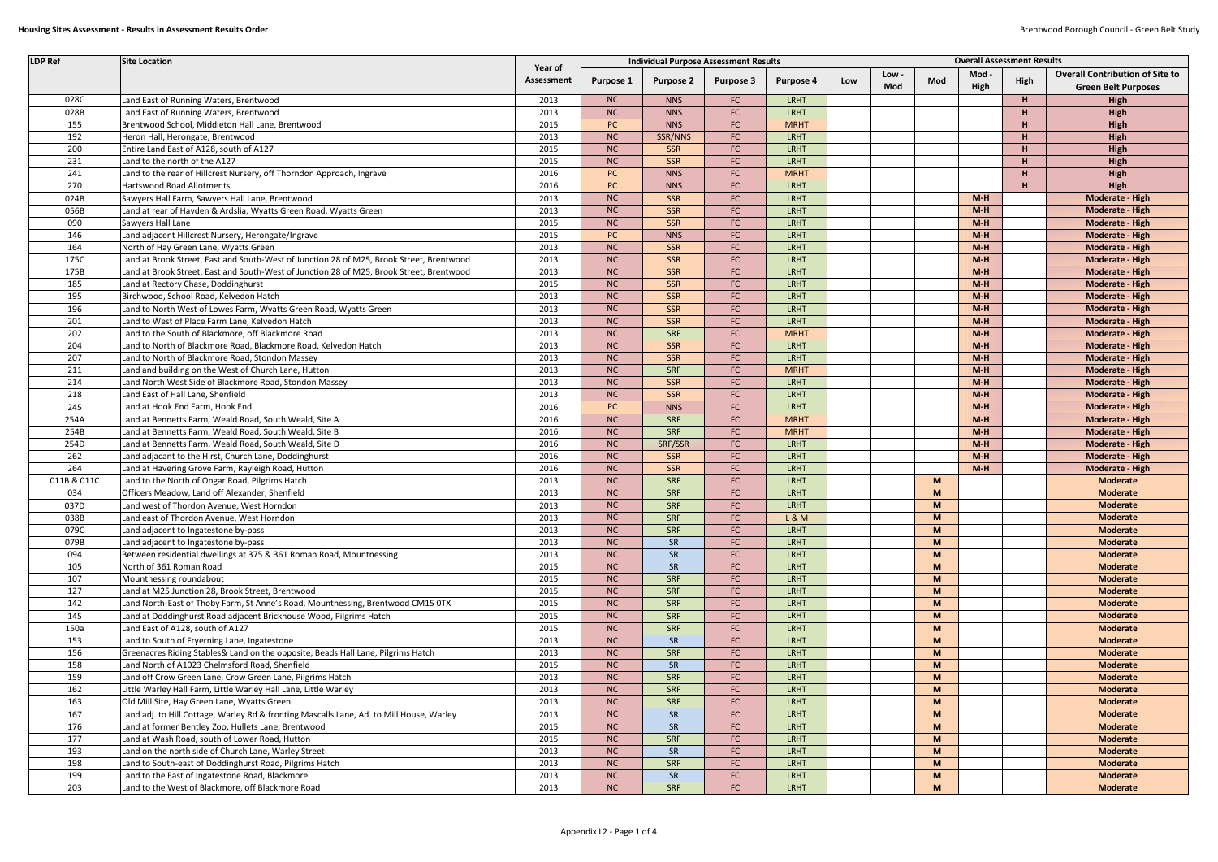# Housing Sites Assessment - Results in Assessment Results Order

| LDP Ref | Site Location | Year of Assessment | Individual Purpose Assessment Results | | | | Overall Assessment Results | | | | | |
|---|---|---|---|---|---|---|---|---|---|---|---|---|
| | | | Purpose 1 | Purpose 2 | Purpose 3 | Purpose 4 | Low | Low - Mod | Mod | Mod - High | High | Overall Contribution of Site to Green Belt Purposes |
| 028C | Land East of Running Waters, Brentwood | 2013 | NC | NNS | FC | LRHT | | | | | H | High |
| 028B | Land East of Running Waters, Brentwood | 2013 | NC | NNS | FC | LRHT | | | | | H | High |
| 155 | Brentwood School, Middleton Hall Lane, Brentwood | 2015 | PC | NNS | FC | MRHT | | | | | H | High |
| 192 | Heron Hall, Herongate, Brentwood | 2013 | NC | SSR/NNS | FC | LRHT | | | | | H | High |
| 200 | Entire Land East of A128, south of A127 | 2015 | NC | SSR | FC | LRHT | | | | | H | High |
| 231 | Land to the north of the A127 | 2015 | NC | SSR | FC | LRHT | | | | | H | High |
| 241 | Land to the rear of Hillcrest Nursery, off Thorndon Approach, Ingrave | 2016 | PC | NNS | FC | MRHT | | | | | H | High |
| 270 | Hartswood Road Allotments | 2016 | PC | NNS | FC | LRHT | | | | | H | High |
| 024B | Sawyers Hall Farm, Sawyers Hall Lane, Brentwood | 2013 | NC | SSR | FC | LRHT | | | | M-H | | Moderate - High |
| 056B | Land at rear of Hayden & Ardslia, Wyatts Green Road, Wyatts Green | 2013 | NC | SSR | FC | LRHT | | | | M-H | | Moderate - High |
| 090 | Sawyers Hall Lane | 2015 | NC | SSR | FC | LRHT | | | | M-H | | Moderate - High |
| 146 | Land adjacent Hillcrest Nursery, Herongate/Ingrave | 2015 | PC | NNS | FC | LRHT | | | | M-H | | Moderate - High |
| 164 | North of Hay Green Lane, Wyatts Green | 2013 | NC | SSR | FC | LRHT | | | | M-H | | Moderate - High |
| 175C | Land at Brook Street, East and South-West of Junction 28 of M25, Brook Street, Brentwood | 2013 | NC | SSR | FC | LRHT | | | | M-H | | Moderate - High |
| 175B | Land at Brook Street, East and South-West of Junction 28 of M25, Brook Street, Brentwood | 2013 | NC | SSR | FC | LRHT | | | | M-H | | Moderate - High |
| 185 | Land at Rectory Chase, Doddinghurst | 2015 | NC | SSR | FC | LRHT | | | | M-H | | Moderate - High |
| 195 | Birchwood, School Road, Kelvedon Hatch | 2013 | NC | SSR | FC | LRHT | | | | M-H | | Moderate - High |
| 196 | Land to North West of Lowes Farm, Wyatts Green Road, Wyatts Green | 2013 | NC | SSR | FC | LRHT | | | | M-H | | Moderate - High |
| 201 | Land to West of Place Farm Lane, Kelvedon Hatch | 2013 | NC | SSR | FC | LRHT | | | | M-H | | Moderate - High |
| 202 | Land to the South of Blackmore, off Blackmore Road | 2013 | NC | SRF | FC | MRHT | | | | M-H | | Moderate - High |
| 204 | Land to North of Blackmore Road, Blackmore Road, Kelvedon Hatch | 2013 | NC | SSR | FC | LRHT | | | | M-H | | Moderate - High |
| 207 | Land to North of Blackmore Road, Stondon Massey | 2013 | NC | SSR | FC | LRHT | | | | M-H | | Moderate - High |
| 211 | Land and building on the West of Church Lane, Hutton | 2013 | NC | SRF | FC | MRHT | | | | M-H | | Moderate - High |
| 214 | Land North West Side of Blackmore Road, Stondon Massey | 2013 | NC | SSR | FC | LRHT | | | | M-H | | Moderate - High |
| 218 | Land East of Hall Lane, Shenfield | 2013 | NC | SSR | FC | LRHT | | | | M-H | | Moderate - High |
| 245 | Land at Hook End Farm, Hook End | 2016 | PC | NNS | FC | LRHT | | | | M-H | | Moderate - High |
| 254A | Land at Bennetts Farm, Weald Road, South Weald, Site A | 2016 | NC | SRF | FC | MRHT | | | | M-H | | Moderate - High |
| 254B | Land at Bennetts Farm, Weald Road, South Weald, Site B | 2016 | NC | SRF | FC | MRHT | | | | M-H | | Moderate - High |
| 254D | Land at Bennetts Farm, Weald Road, South Weald, Site D | 2016 | NC | SRF/SSR | FC | LRHT | | | | M-H | | Moderate - High |
| 262 | Land adjacant to the Hirst, Church Lane, Doddinghurst | 2016 | NC | SSR | FC | LRHT | | | | M-H | | Moderate - High |
| 264 | Land at Havering Grove Farm, Rayleigh Road, Hutton | 2016 | NC | SSR | FC | LRHT | | | | M-H | | Moderate - High |
| 011B & 011C | Land to the North of Ongar Road, Pilgrims Hatch | 2013 | NC | SRF | FC | LRHT | | | M | | | Moderate |
| 034 | Officers Meadow, Land off Alexander, Shenfield | 2013 | NC | SRF | FC | LRHT | | | M | | | Moderate |
| 037D | Land west of Thordon Avenue, West Horndon | 2013 | NC | SRF | FC | LRHT | | | M | | | Moderate |
| 038B | Land east of Thordon Avenue, West Horndon | 2013 | NC | SRF | FC | L & M | | | M | | | Moderate |
| 079C | Land adjacent to Ingatestone by-pass | 2013 | NC | SRF | FC | LRHT | | | M | | | Moderate |
| 079B | Land adjacent to Ingatestone by-pass | 2013 | NC | SR | FC | LRHT | | | M | | | Moderate |
| 094 | Between residential dwellings at 375 & 361 Roman Road, Mountnessing | 2013 | NC | SR | FC | LRHT | | | M | | | Moderate |
| 105 | North of 361 Roman Road | 2015 | NC | SR | FC | LRHT | | | M | | | Moderate |
| 107 | Mountnessing roundabout | 2015 | NC | SRF | FC | LRHT | | | M | | | Moderate |
| 127 | Land at M25 Junction 28, Brook Street, Brentwood | 2015 | NC | SRF | FC | LRHT | | | M | | | Moderate |
| 142 | Land North-East of Thoby Farm, St Anne's Road, Mountnessing, Brentwood CM15 0TX | 2015 | NC | SRF | FC | LRHT | | | M | | | Moderate |
| 145 | Land at Doddinghurst Road adjacent Brickhouse Wood, Pilgrims Hatch | 2015 | NC | SRF | FC | LRHT | | | M | | | Moderate |
| 150a | Land East of A128, south of A127 | 2015 | NC | SRF | FC | LRHT | | | M | | | Moderate |
| 153 | Land to South of Fryerning Lane, Ingatestone | 2013 | NC | SR | FC | LRHT | | | M | | | Moderate |
| 156 | Greenacres Riding Stables& Land on the opposite, Beads Hall Lane, Pilgrims Hatch | 2013 | NC | SRF | FC | LRHT | | | M | | | Moderate |
| 158 | Land North of A1023 Chelmsford Road, Shenfield | 2015 | NC | SR | FC | LRHT | | | M | | | Moderate |
| 159 | Land off Crow Green Lane, Crow Green Lane, Pilgrims Hatch | 2013 | NC | SRF | FC | LRHT | | | M | | | Moderate |
| 162 | Little Warley Hall Farm, Little Warley Hall Lane, Little Warley | 2013 | NC | SRF | FC | LRHT | | | M | | | Moderate |
| 163 | Old Mill Site, Hay Green Lane, Wyatts Green | 2013 | NC | SRF | FC | LRHT | | | M | | | Moderate |
| 167 | Land adj. to Hill Cottage, Warley Rd & fronting Mascalls Lane, Ad. to Mill House, Warley | 2013 | NC | SR | FC | LRHT | | | M | | | Moderate |
| 176 | Land at former Bentley Zoo, Hullets Lane, Brentwood | 2015 | NC | SR | FC | LRHT | | | M | | | Moderate |
| 177 | Land at Wash Road, south of Lower Road, Hutton | 2015 | NC | SRF | FC | LRHT | | | M | | | Moderate |
| 193 | Land on the north side of Church Lane, Warley Street | 2013 | NC | SR | FC | LRHT | | | M | | | Moderate |
| 198 | Land to South-east of Doddinghurst Road, Pilgrims Hatch | 2013 | NC | SRF | FC | LRHT | | | M | | | Moderate |
| 199 | Land to the East of Ingatestone Road, Blackmore | 2013 | NC | SR | FC | LRHT | | | M | | | Moderate |
| 203 | Land to the West of Blackmore, off Blackmore Road | 2013 | NC | SRF | FC | LRHT | | | M | | | Moderate |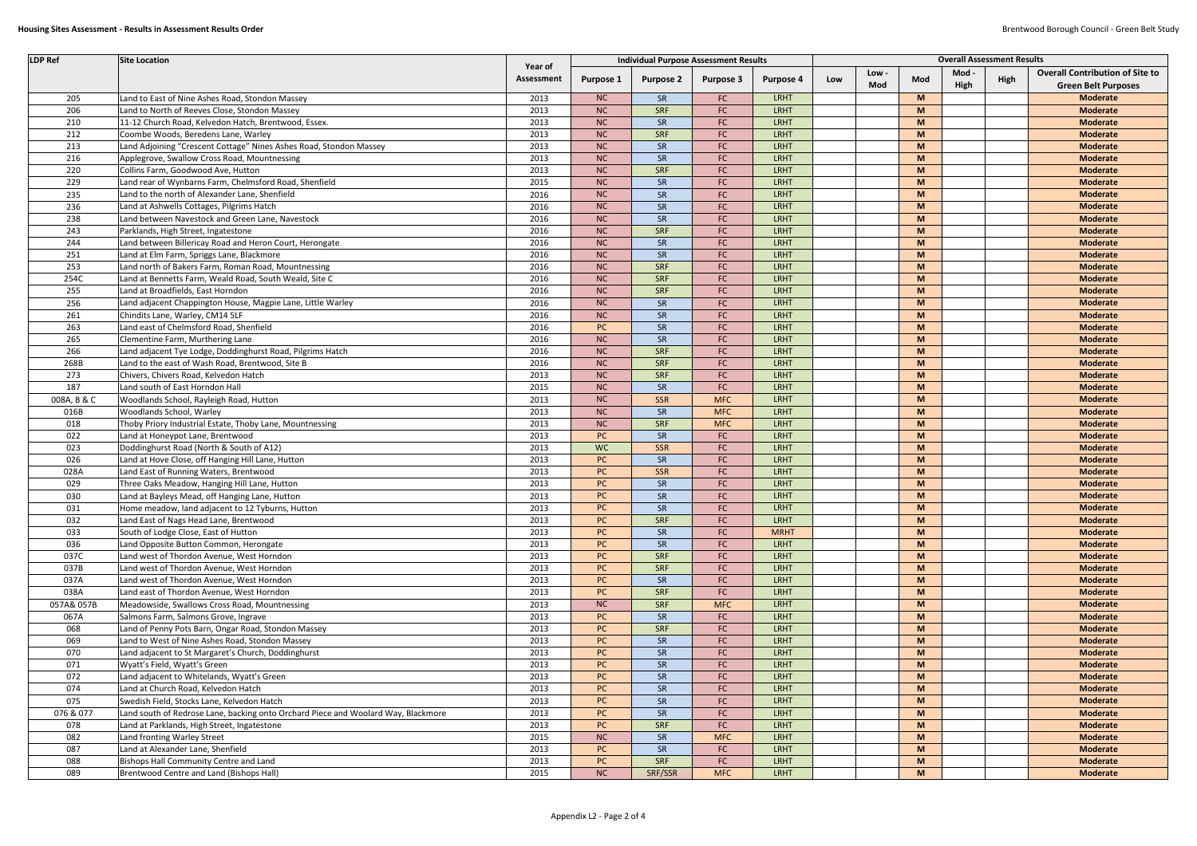# Housing Sites Assessment - Results in Assessment Results Order

| LDP Ref | Site Location | Year of Assessment | Individual Purpose Assessment Results | | | | Overall Assessment Results | | | | | |
|---|---|---|---|---|---|---|---|---|---|---|---|---|
| | | | Purpose 1 | Purpose 2 | Purpose 3 | Purpose 4 | Low | Low - Mod | Mod | Mod - High | High | Overall Contribution of Site to Green Belt Purposes |
| 205 | Land to East of Nine Ashes Road, Stondon Massey | 2013 | NC | SR | FC | LRHT | | | M | | | Moderate |
| 206 | Land to North of Reeves Close, Stondon Massey | 2013 | NC | SRF | FC | LRHT | | | M | | | Moderate |
| 210 | 11-12 Church Road, Kelvedon Hatch, Brentwood, Essex. | 2013 | NC | SR | FC | LRHT | | | M | | | Moderate |
| 212 | Coombe Woods, Beredens Lane, Warley | 2013 | NC | SRF | FC | LRHT | | | M | | | Moderate |
| 213 | Land Adjoining "Crescent Cottage" Nines Ashes Road, Stondon Massey | 2013 | NC | SR | FC | LRHT | | | M | | | Moderate |
| 216 | Applegrove, Swallow Cross Road, Mountnessing | 2013 | NC | SR | FC | LRHT | | | M | | | Moderate |
| 220 | Collins Farm, Goodwood Ave, Hutton | 2013 | NC | SRF | FC | LRHT | | | M | | | Moderate |
| 229 | Land rear of Wynbarns Farm, Chelmsford Road, Shenfield | 2015 | NC | SR | FC | LRHT | | | M | | | Moderate |
| 235 | Land to the north of Alexander Lane, Shenfield | 2016 | NC | SR | FC | LRHT | | | M | | | Moderate |
| 236 | Land at Ashwells Cottages, Pilgrims Hatch | 2016 | NC | SR | FC | LRHT | | | M | | | Moderate |
| 238 | Land between Navestock and Green Lane, Navestock | 2016 | NC | SR | FC | LRHT | | | M | | | Moderate |
| 243 | Parklands, High Street, Ingatestone | 2016 | NC | SRF | FC | LRHT | | | M | | | Moderate |
| 244 | Land between Billericay Road and Heron Court, Herongate | 2016 | NC | SR | FC | LRHT | | | M | | | Moderate |
| 251 | Land at Elm Farm, Spriggs Lane, Blackmore | 2016 | NC | SR | FC | LRHT | | | M | | | Moderate |
| 253 | Land north of Bakers Farm, Roman Road, Mountnessing | 2016 | NC | SRF | FC | LRHT | | | M | | | Moderate |
| 254C | Land at Bennetts Farm, Weald Road, South Weald, Site C | 2016 | NC | SRF | FC | LRHT | | | M | | | Moderate |
| 255 | Land at Broadfields, East Horndon | 2016 | NC | SRF | FC | LRHT | | | M | | | Moderate |
| 256 | Land adjacent Chappington House, Magpie Lane, Little Warley | 2016 | NC | SR | FC | LRHT | | | M | | | Moderate |
| 261 | Chindits Lane, Warley, CM14 5LF | 2016 | NC | SR | FC | LRHT | | | M | | | Moderate |
| 263 | Land east of Chelmsford Road, Shenfield | 2016 | PC | SR | FC | LRHT | | | M | | | Moderate |
| 265 | Clementine Farm, Murthering Lane | 2016 | NC | SR | FC | LRHT | | | M | | | Moderate |
| 266 | Land adjacent Tye Lodge, Doddinghurst Road, Pilgrims Hatch | 2016 | NC | SRF | FC | LRHT | | | M | | | Moderate |
| 268B | Land to the east of Wash Road, Brentwood, Site B | 2016 | NC | SRF | FC | LRHT | | | M | | | Moderate |
| 273 | Chivers, Chivers Road, Kelvedon Hatch | 2013 | NC | SRF | FC | LRHT | | | M | | | Moderate |
| 187 | Land south of East Horndon Hall | 2015 | NC | SR | FC | LRHT | | | M | | | Moderate |
| 008A, B & C | Woodlands School, Rayleigh Road, Hutton | 2013 | NC | SSR | MFC | LRHT | | | M | | | Moderate |
| 016B | Woodlands School, Warley | 2013 | NC | SR | MFC | LRHT | | | M | | | Moderate |
| 018 | Thoby Priory Industrial Estate, Thoby Lane, Mountnessing | 2013 | NC | SRF | MFC | LRHT | | | M | | | Moderate |
| 022 | Land at Honeypot Lane, Brentwood | 2013 | PC | SR | FC | LRHT | | | M | | | Moderate |
| 023 | Doddinghurst Road (North & South of A12) | 2013 | WC | SSR | FC | LRHT | | | M | | | Moderate |
| 026 | Land at Hove Close, off Hanging Hill Lane, Hutton | 2013 | PC | SR | FC | LRHT | | | M | | | Moderate |
| 028A | Land East of Running Waters, Brentwood | 2013 | PC | SSR | FC | LRHT | | | M | | | Moderate |
| 029 | Three Oaks Meadow, Hanging Hill Lane, Hutton | 2013 | PC | SR | FC | LRHT | | | M | | | Moderate |
| 030 | Land at Bayleys Mead, off Hanging Lane, Hutton | 2013 | PC | SR | FC | LRHT | | | M | | | Moderate |
| 031 | Home meadow, land adjacent to 12 Tyburns, Hutton | 2013 | PC | SR | FC | LRHT | | | M | | | Moderate |
| 032 | Land East of Nags Head Lane, Brentwood | 2013 | PC | SRF | FC | LRHT | | | M | | | Moderate |
| 033 | South of Lodge Close, East of Hutton | 2013 | PC | SR | FC | MRHT | | | M | | | Moderate |
| 036 | Land Opposite Button Common, Herongate | 2013 | PC | SR | FC | LRHT | | | M | | | Moderate |
| 037C | Land west of Thordon Avenue, West Horndon | 2013 | PC | SRF | FC | LRHT | | | M | | | Moderate |
| 037B | Land west of Thordon Avenue, West Horndon | 2013 | PC | SRF | FC | LRHT | | | M | | | Moderate |
| 037A | Land west of Thordon Avenue, West Horndon | 2013 | PC | SR | FC | LRHT | | | M | | | Moderate |
| 038A | Land east of Thordon Avenue, West Horndon | 2013 | PC | SRF | FC | LRHT | | | M | | | Moderate |
| 057A& 057B | Meadowside, Swallows Cross Road, Mountnessing | 2013 | NC | SRF | MFC | LRHT | | | M | | | Moderate |
| 067A | Salmons Farm, Salmons Grove, Ingrave | 2013 | PC | SR | FC | LRHT | | | M | | | Moderate |
| 068 | Land of Penny Pots Barn, Ongar Road, Stondon Massey | 2013 | PC | SRF | FC | LRHT | | | M | | | Moderate |
| 069 | Land to West of Nine Ashes Road, Stondon Massey | 2013 | PC | SR | FC | LRHT | | | M | | | Moderate |
| 070 | Land adjacent to St Margaret's Church, Doddinghurst | 2013 | PC | SR | FC | LRHT | | | M | | | Moderate |
| 071 | Wyatt's Field, Wyatt's Green | 2013 | PC | SR | FC | LRHT | | | M | | | Moderate |
| 072 | Land adjacent to Whitelands, Wyatt's Green | 2013 | PC | SR | FC | LRHT | | | M | | | Moderate |
| 074 | Land at Church Road, Kelvedon Hatch | 2013 | PC | SR | FC | LRHT | | | M | | | Moderate |
| 075 | Swedish Field, Stocks Lane, Kelvedon Hatch | 2013 | PC | SR | FC | LRHT | | | M | | | Moderate |
| 076 & 077 | Land south of Redrose Lane, backing onto Orchard Piece and Woolard Way, Blackmore | 2013 | PC | SR | FC | LRHT | | | M | | | Moderate |
| 078 | Land at Parklands, High Street, Ingatestone | 2013 | PC | SRF | FC | LRHT | | | M | | | Moderate |
| 082 | Land fronting Warley Street | 2015 | NC | SR | MFC | LRHT | | | M | | | Moderate |
| 087 | Land at Alexander Lane, Shenfield | 2013 | PC | SR | FC | LRHT | | | M | | | Moderate |
| 088 | Bishops Hall Community Centre and Land | 2013 | PC | SRF | FC | LRHT | | | M | | | Moderate |
| 089 | Brentwood Centre and Land (Bishops Hall) | 2015 | NC | SRF/SSR | MFC | LRHT | | | M | | | Moderate |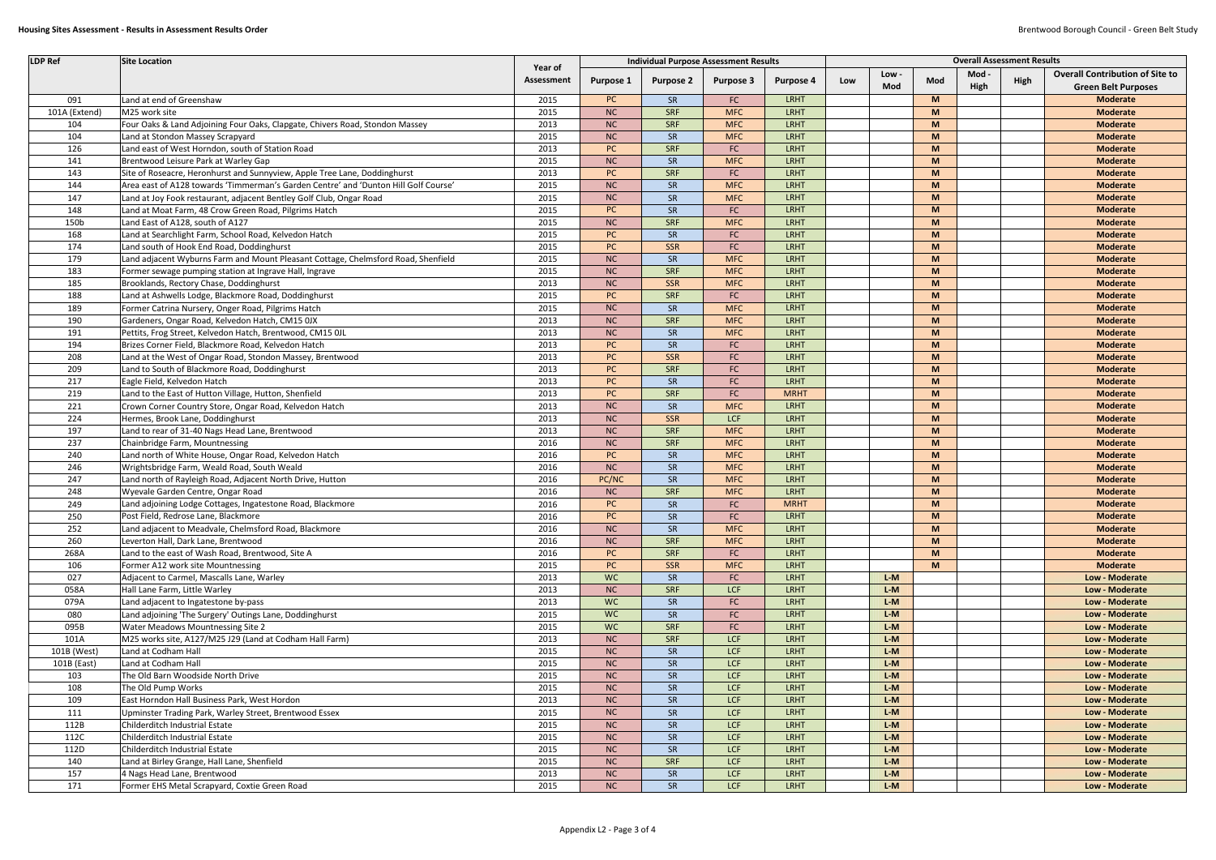| LDP Ref | Site Location | Year of Assessment | Individual Purpose Assessment Results | | | | Overall Assessment Results | | | | | |
|---|---|---|---|---|---|---|---|---|---|---|---|---|
| | | | Purpose 1 | Purpose 2 | Purpose 3 | Purpose 4 | Low | Low - Mod | Mod | Mod - High | High | Overall Contribution of Site to Green Belt Purposes |
| 091 | Land at end of Greenshaw | 2015 | PC | SR | FC | LRHT | | | M | | | Moderate |
| 101A (Extend) | M25 work site | 2015 | NC | SRF | MFC | LRHT | | | M | | | Moderate |
| 104 | Four Oaks & Land Adjoining Four Oaks, Clapgate, Chivers Road, Stondon Massey | 2013 | NC | SRF | MFC | LRHT | | | M | | | Moderate |
| 104 | Land at Stondon Massey Scrapyard | 2015 | NC | SR | MFC | LRHT | | | M | | | Moderate |
| 126 | Land east of West Horndon, south of Station Road | 2013 | PC | SRF | FC | LRHT | | | M | | | Moderate |
| 141 | Brentwood Leisure Park at Warley Gap | 2015 | NC | SR | MFC | LRHT | | | M | | | Moderate |
| 143 | Site of Roseacre, Heronhurst and Sunnyview, Apple Tree Lane, Doddinghurst | 2013 | PC | SRF | FC | LRHT | | | M | | | Moderate |
| 144 | Area east of A128 towards 'Timmerman's Garden Centre' and 'Dunton Hill Golf Course' | 2015 | NC | SR | MFC | LRHT | | | M | | | Moderate |
| 147 | Land at Joy Fook restaurant, adjacent Bentley Golf Club, Ongar Road | 2015 | NC | SR | MFC | LRHT | | | M | | | Moderate |
| 148 | Land at Moat Farm, 48 Crow Green Road, Pilgrims Hatch | 2015 | PC | SR | FC | LRHT | | | M | | | Moderate |
| 150b | Land East of A128, south of A127 | 2015 | NC | SRF | MFC | LRHT | | | M | | | Moderate |
| 168 | Land at Searchlight Farm, School Road, Kelvedon Hatch | 2015 | PC | SR | FC | LRHT | | | M | | | Moderate |
| 174 | Land south of Hook End Road, Doddinghurst | 2015 | PC | SSR | FC | LRHT | | | M | | | Moderate |
| 179 | Land adjacent Wyburns Farm and Mount Pleasant Cottage, Chelmsford Road, Shenfield | 2015 | NC | SR | MFC | LRHT | | | M | | | Moderate |
| 183 | Former sewage pumping station at Ingrave Hall, Ingrave | 2015 | NC | SRF | MFC | LRHT | | | M | | | Moderate |
| 185 | Brooklands, Rectory Chase, Doddinghurst | 2013 | NC | SSR | MFC | LRHT | | | M | | | Moderate |
| 188 | Land at Ashwells Lodge, Blackmore Road, Doddinghurst | 2015 | PC | SRF | FC | LRHT | | | M | | | Moderate |
| 189 | Former Catrina Nursery, Onger Road, Pilgrims Hatch | 2015 | NC | SR | MFC | LRHT | | | M | | | Moderate |
| 190 | Gardeners, Ongar Road, Kelvedon Hatch, CM15 0JX | 2013 | NC | SRF | MFC | LRHT | | | M | | | Moderate |
| 191 | Pettits, Frog Street, Kelvedon Hatch, Brentwood, CM15 0JL | 2013 | NC | SR | MFC | LRHT | | | M | | | Moderate |
| 194 | Brizes Corner Field, Blackmore Road, Kelvedon Hatch | 2013 | PC | SR | FC | LRHT | | | M | | | Moderate |
| 208 | Land at the West of Ongar Road, Stondon Massey, Brentwood | 2013 | PC | SSR | FC | LRHT | | | M | | | Moderate |
| 209 | Land to South of Blackmore Road, Doddinghurst | 2013 | PC | SRF | FC | LRHT | | | M | | | Moderate |
| 217 | Eagle Field, Kelvedon Hatch | 2013 | PC | SR | FC | LRHT | | | M | | | Moderate |
| 219 | Land to the East of Hutton Village, Hutton, Shenfield | 2013 | PC | SRF | FC | MRHT | | | M | | | Moderate |
| 221 | Crown Corner Country Store, Ongar Road, Kelvedon Hatch | 2013 | NC | SR | MFC | LRHT | | | M | | | Moderate |
| 224 | Hermes, Brook Lane, Doddinghurst | 2013 | NC | SSR | LCF | LRHT | | | M | | | Moderate |
| 197 | Land to rear of 31-40 Nags Head Lane, Brentwood | 2013 | NC | SRF | MFC | LRHT | | | M | | | Moderate |
| 237 | Chainbridge Farm, Mountnessing | 2016 | NC | SRF | MFC | LRHT | | | M | | | Moderate |
| 240 | Land north of White House, Ongar Road, Kelvedon Hatch | 2016 | PC | SR | MFC | LRHT | | | M | | | Moderate |
| 246 | Wrightsbridge Farm, Weald Road, South Weald | 2016 | NC | SR | MFC | LRHT | | | M | | | Moderate |
| 247 | Land north of Rayleigh Road, Adjacent North Drive, Hutton | 2016 | PC/NC | SR | MFC | LRHT | | | M | | | Moderate |
| 248 | Wyevale Garden Centre, Ongar Road | 2016 | NC | SRF | MFC | LRHT | | | M | | | Moderate |
| 249 | Land adjoining Lodge Cottages, Ingatestone Road, Blackmore | 2016 | PC | SR | FC | MRHT | | | M | | | Moderate |
| 250 | Post Field, Redrose Lane, Blackmore | 2016 | PC | SR | FC | LRHT | | | M | | | Moderate |
| 252 | Land adjacent to Meadvale, Chelmsford Road, Blackmore | 2016 | NC | SR | MFC | LRHT | | | M | | | Moderate |
| 260 | Leverton Hall, Dark Lane, Brentwood | 2016 | NC | SRF | MFC | LRHT | | | M | | | Moderate |
| 268A | Land to the east of Wash Road, Brentwood, Site A | 2016 | PC | SRF | FC | LRHT | | | M | | | Moderate |
| 106 | Former A12 work site Mountnessing | 2015 | PC | SSR | MFC | LRHT | | | M | | | Moderate |
| 027 | Adjacent to Carmel, Mascalls Lane, Warley | 2013 | WC | SR | FC | LRHT | | L-M | | | | Low - Moderate |
| 058A | Hall Lane Farm, Little Warley | 2013 | NC | SRF | LCF | LRHT | | L-M | | | | Low - Moderate |
| 079A | Land adjacent to Ingatestone by-pass | 2013 | WC | SR | FC | LRHT | | L-M | | | | Low - Moderate |
| 080 | Land adjoining 'The Surgery' Outings Lane, Doddinghurst | 2015 | WC | SR | FC | LRHT | | L-M | | | | Low - Moderate |
| 095B | Water Meadows Mountnessing Site 2 | 2015 | WC | SRF | FC | LRHT | | L-M | | | | Low - Moderate |
| 101A | M25 works site, A127/M25 J29 (Land at Codham Hall Farm) | 2013 | NC | SRF | LCF | LRHT | | L-M | | | | Low - Moderate |
| 101B (West) | Land at Codham Hall | 2015 | NC | SR | LCF | LRHT | | L-M | | | | Low - Moderate |
| 101B (East) | Land at Codham Hall | 2015 | NC | SR | LCF | LRHT | | L-M | | | | Low - Moderate |
| 103 | The Old Barn Woodside North Drive | 2015 | NC | SR | LCF | LRHT | | L-M | | | | Low - Moderate |
| 108 | The Old Pump Works | 2015 | NC | SR | LCF | LRHT | | L-M | | | | Low - Moderate |
| 109 | East Horndon Hall Business Park, West Hordon | 2013 | NC | SR | LCF | LRHT | | L-M | | | | Low - Moderate |
| 111 | Upminster Trading Park, Warley Street, Brentwood Essex | 2015 | NC | SR | LCF | LRHT | | L-M | | | | Low - Moderate |
| 112B | Childerditch Industrial Estate | 2015 | NC | SR | LCF | LRHT | | L-M | | | | Low - Moderate |
| 112C | Childerditch Industrial Estate | 2015 | NC | SR | LCF | LRHT | | L-M | | | | Low - Moderate |
| 112D | Childerditch Industrial Estate | 2015 | NC | SR | LCF | LRHT | | L-M | | | | Low - Moderate |
| 140 | Land at Birley Grange, Hall Lane, Shenfield | 2015 | NC | SRF | LCF | LRHT | | L-M | | | | Low - Moderate |
| 157 | 4 Nags Head Lane, Brentwood | 2013 | NC | SR | LCF | LRHT | | L-M | | | | Low - Moderate |
| 171 | Former EHS Metal Scrapyard, Coxtie Green Road | 2015 | NC | SR | LCF | LRHT | | L-M | | | | Low - Moderate |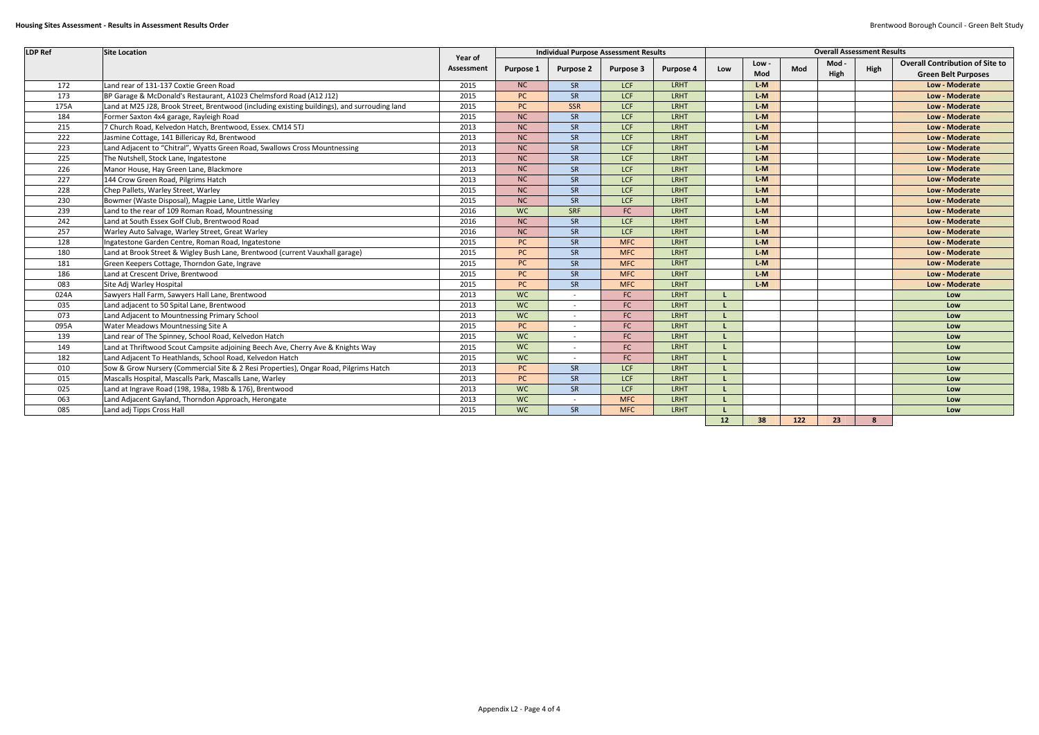**Housing Sites Assessment - Results in Assessment Results Order**

**Brentwood Borough Council - Green Belt Study**

| LDP Ref | Site Location | Year of Assessment | Individual Purpose Assessment Results | | | | Overall Assessment Results | | | | | |
|---|---|---|---|---|---|---|---|---|---|---|---|---|
| | | | Purpose 1 | Purpose 2 | Purpose 3 | Purpose 4 | Low | Low - Mod | Mod | Mod - High | High | Overall Contribution of Site to Green Belt Purposes |
| 172 | Land rear of 131-137 Coxtie Green Road | 2015 | NC | SR | LCF | LRHT | | L-M | | | | Low - Moderate |
| 173 | BP Garage & McDonald's Restaurant, A1023 Chelmsford Road (A12 J12) | 2015 | PC | SR | LCF | LRHT | | L-M | | | | Low - Moderate |
| 175A | Land at M25 J28, Brook Street, Brentwood (including existing buildings), and surrouding land | 2015 | PC | SSR | LCF | LRHT | | L-M | | | | Low - Moderate |
| 184 | Former Saxton 4x4 garage, Rayleigh Road | 2015 | NC | SR | LCF | LRHT | | L-M | | | | Low - Moderate |
| 215 | 7 Church Road, Kelvedon Hatch, Brentwood, Essex. CM14 5TJ | 2013 | NC | SR | LCF | LRHT | | L-M | | | | Low - Moderate |
| 222 | Jasmine Cottage, 141 Billericay Rd, Brentwood | 2013 | NC | SR | LCF | LRHT | | L-M | | | | Low - Moderate |
| 223 | Land Adjacent to "Chitral", Wyatts Green Road, Swallows Cross Mountnessing | 2013 | NC | SR | LCF | LRHT | | L-M | | | | Low - Moderate |
| 225 | The Nutshell, Stock Lane, Ingatestone | 2013 | NC | SR | LCF | LRHT | | L-M | | | | Low - Moderate |
| 226 | Manor House, Hay Green Lane, Blackmore | 2013 | NC | SR | LCF | LRHT | | L-M | | | | Low - Moderate |
| 227 | 144 Crow Green Road, Pilgrims Hatch | 2013 | NC | SR | LCF | LRHT | | L-M | | | | Low - Moderate |
| 228 | Chep Pallets, Warley Street, Warley | 2015 | NC | SR | LCF | LRHT | | L-M | | | | Low - Moderate |
| 230 | Bowmer (Waste Disposal), Magpie Lane, Little Warley | 2015 | NC | SR | LCF | LRHT | | L-M | | | | Low - Moderate |
| 239 | Land to the rear of 109 Roman Road, Mountnessing | 2016 | WC | SRF | FC | LRHT | | L-M | | | | Low - Moderate |
| 242 | Land at South Essex Golf Club, Brentwood Road | 2016 | NC | SR | LCF | LRHT | | L-M | | | | Low - Moderate |
| 257 | Warley Auto Salvage, Warley Street, Great Warley | 2016 | NC | SR | LCF | LRHT | | L-M | | | | Low - Moderate |
| 128 | Ingatestone Garden Centre, Roman Road, Ingatestone | 2015 | PC | SR | MFC | LRHT | | L-M | | | | Low - Moderate |
| 180 | Land at Brook Street & Wigley Bush Lane, Brentwood (current Vauxhall garage) | 2015 | PC | SR | MFC | LRHT | | L-M | | | | Low - Moderate |
| 181 | Green Keepers Cottage, Thorndon Gate, Ingrave | 2015 | PC | SR | MFC | LRHT | | L-M | | | | Low - Moderate |
| 186 | Land at Crescent Drive, Brentwood | 2015 | PC | SR | MFC | LRHT | | L-M | | | | Low - Moderate |
| 083 | Site Adj Warley Hospital | 2015 | PC | SR | MFC | LRHT | | L-M | | | | Low - Moderate |
| 024A | Sawyers Hall Farm, Sawyers Hall Lane, Brentwood | 2013 | WC | - | FC | LRHT | L | | | | | Low |
| 035 | Land adjacent to 50 Spital Lane, Brentwood | 2013 | WC | - | FC | LRHT | L | | | | | Low |
| 073 | Land Adjacent to Mountnessing Primary School | 2013 | WC | - | FC | LRHT | L | | | | | Low |
| 095A | Water Meadows Mountnessing Site A | 2015 | PC | - | FC | LRHT | L | | | | | Low |
| 139 | Land rear of The Spinney, School Road, Kelvedon Hatch | 2015 | WC | - | FC | LRHT | L | | | | | Low |
| 149 | Land at Thriftwood Scout Campsite adjoining Beech Ave, Cherry Ave & Knights Way | 2015 | WC | - | FC | LRHT | L | | | | | Low |
| 182 | Land Adjacent To Heathlands, School Road, Kelvedon Hatch | 2015 | WC | - | FC | LRHT | L | | | | | Low |
| 010 | Sow & Grow Nursery (Commercial Site & 2 Resi Properties), Ongar Road, Pilgrims Hatch | 2013 | PC | SR | LCF | LRHT | L | | | | | Low |
| 015 | Mascalls Hospital, Mascalls Park, Mascalls Lane, Warley | 2013 | PC | SR | LCF | LRHT | L | | | | | Low |
| 025 | Land at Ingrave Road (198, 198a, 198b & 176), Brentwood | 2013 | WC | SR | LCF | LRHT | L | | | | | Low |
| 063 | Land Adjacent Gayland, Thorndon Approach, Herongate | 2013 | WC | - | MFC | LRHT | L | | | | | Low |
| 085 | Land adj Tipps Cross Hall | 2015 | WC | SR | MFC | LRHT | L | | | | | Low |
| | | | | | | | 12 | 38 | 122 | 23 | 8 | |

Appendix L2 - Page 4 of 4